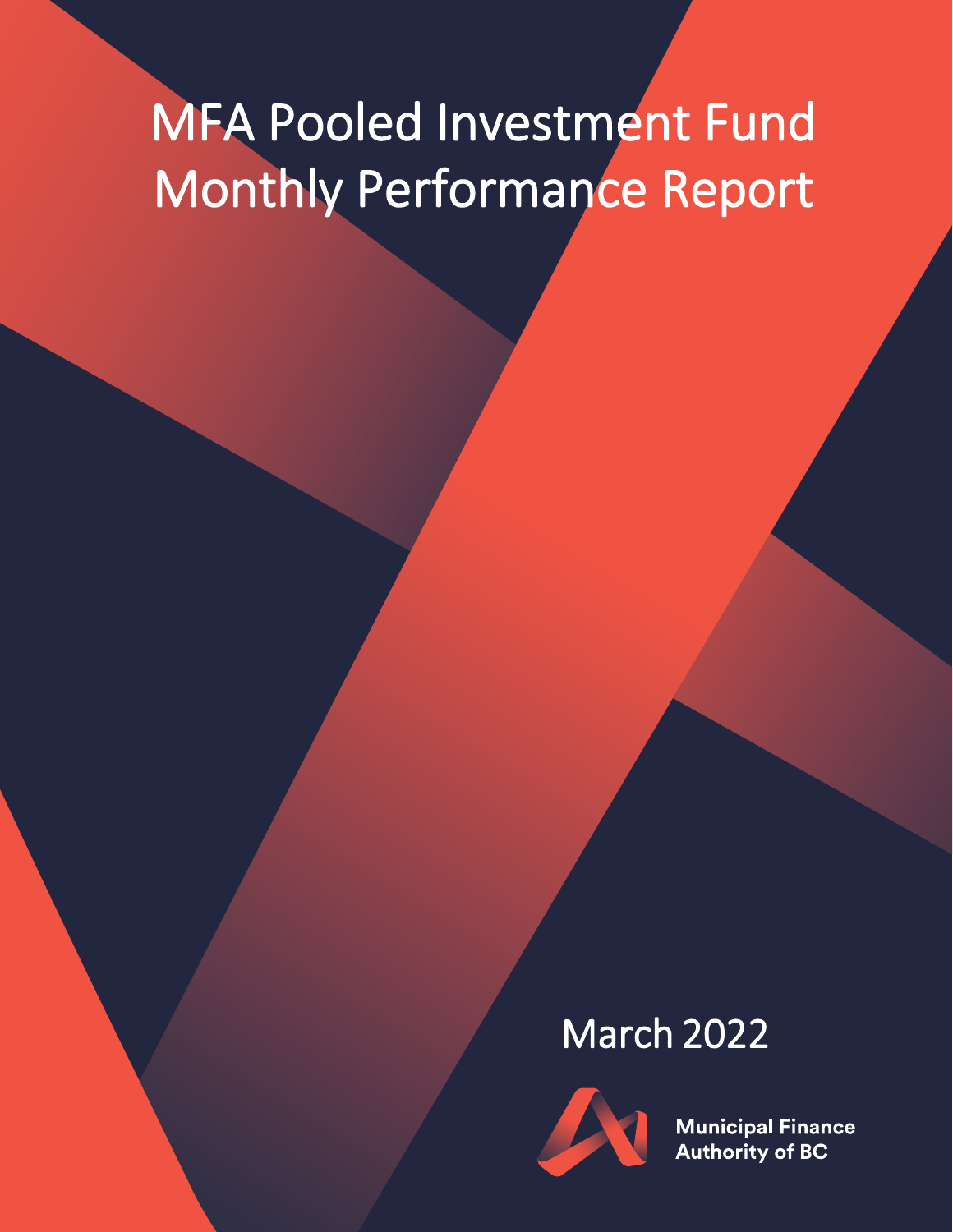# MFA Pooled Investment Fund Monthly Performance Report

## March 2022

**Municipal Finance Authority of BC**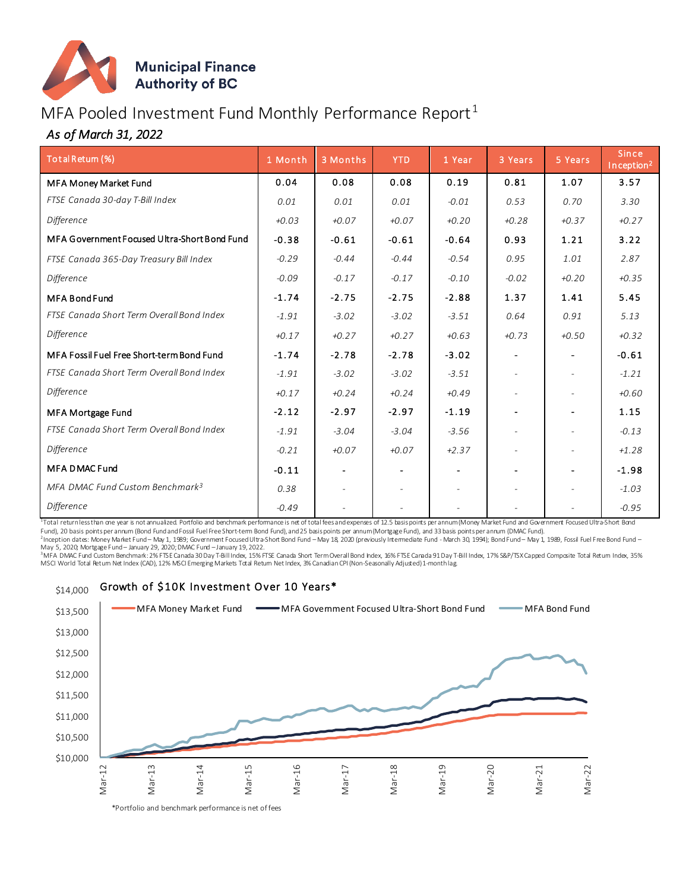Municipal Finance Authority of BC

# MFA Pooled Investment Fund Monthly Performance Report[1]

*As of March 31, 2022*

| Total Return (%) | 1 Month | 3 Months | YTD | 1 Year | 3 Years | 5 Years | Since Inception[2] |
|---|---|---|---|---|---|---|---|
| MFA Money Market Fund | 0.04 | 0.08 | 0.08 | 0.19 | 0.81 | 1.07 | 3.57 |
| *FTSE Canada 30-day T-Bill Index* | *0.01* | *0.01* | *0.01* | *-0.01* | *0.53* | *0.70* | *3.30* |
| *Difference* | *+0.03* | *+0.07* | *+0.07* | *+0.20* | *+0.28* | *+0.37* | *+0.27* |
| MFA Government Focused Ultra-Short Bond Fund | -0.38 | -0.61 | -0.61 | -0.64 | 0.93 | 1.21 | 3.22 |
| *FTSE Canada 365-Day Treasury Bill Index* | *-0.29* | *-0.44* | *-0.44* | *-0.54* | *0.95* | *1.01* | *2.87* |
| *Difference* | *-0.09* | *-0.17* | *-0.17* | *-0.10* | *-0.02* | *+0.20* | *+0.35* |
| MFA Bond Fund | -1.74 | -2.75 | -2.75 | -2.88 | 1.37 | 1.41 | 5.45 |
| *FTSE Canada Short Term Overall Bond Index* | *-1.91* | *-3.02* | *-3.02* | *-3.51* | *0.64* | *0.91* | *5.13* |
| *Difference* | *+0.17* | *+0.27* | *+0.27* | *+0.63* | *+0.73* | *+0.50* | *+0.32* |
| MFA Fossil Fuel Free Short-term Bond Fund | -1.74 | -2.78 | -2.78 | -3.02 | - | - | -0.61 |
| *FTSE Canada Short Term Overall Bond Index* | *-1.91* | *-3.02* | *-3.02* | *-3.51* | - | - | *-1.21* |
| *Difference* | *+0.17* | *+0.24* | *+0.24* | *+0.49* | - | - | *+0.60* |
| MFA Mortgage Fund | -2.12 | -2.97 | -2.97 | -1.19 | - | - | 1.15 |
| *FTSE Canada Short Term Overall Bond Index* | *-1.91* | *-3.04* | *-3.04* | *-3.56* | - | - | *-0.13* |
| *Difference* | *-0.21* | *+0.07* | *+0.07* | *+2.37* | - | - | *+1.28* |
| MFA DMAC Fund | -0.11 | - | - | - | - | - | -1.98 |
| *MFA DMAC Fund Custom Benchmark[3]* | *0.38* | - | - | - | - | - | *-1.03* |
| *Difference* | *-0.49* | - | - | - | - | - | *-0.95* |

[1] Total return less than one year is not annualized. Portfolio and benchmark performance is net of total fees and expenses of 12.5 basis points per annum (Money Market Fund and Government Focused Ultra-Short Bond Fund), 20 basis points per annum (Bond Fund and Fossil Fuel Free Short-term Bond Fund), and 25 basis points per annum (Mortgage Fund), and 33 basis points per annum (DMAC Fund).

[2] Inception dates: Money Market Fund – May 1, 1989; Government Focused Ultra-Short Bond Fund – May 18, 2020 (previously Intermediate Fund - March 30, 1994); Bond Fund – May 1, 1989, Fossil Fuel Free Bond Fund – May 5, 2020; Mortgage Fund – January 29, 2020; DMAC Fund – January 19, 2022.

[3] MFA DMAC Fund Custom Benchmark: 2% FTSE Canada 30 Day T-Bill Index, 15% FTSE Canada Short Term Overall Bond Index, 16% FTSE Canada 91 Day T-Bill Index, 17% S&P/TSX Capped Composite Total Return Index, 35% MSCI World Total Return Net Index (CAD), 12% MSCI Emerging Markets Total Return Net Index, 3% Canadian CPI (Non-Seasonally Adjusted) 1-month lag.

## Growth of $10K Investment Over 10 Years*

*Portfolio and benchmark performance is net of fees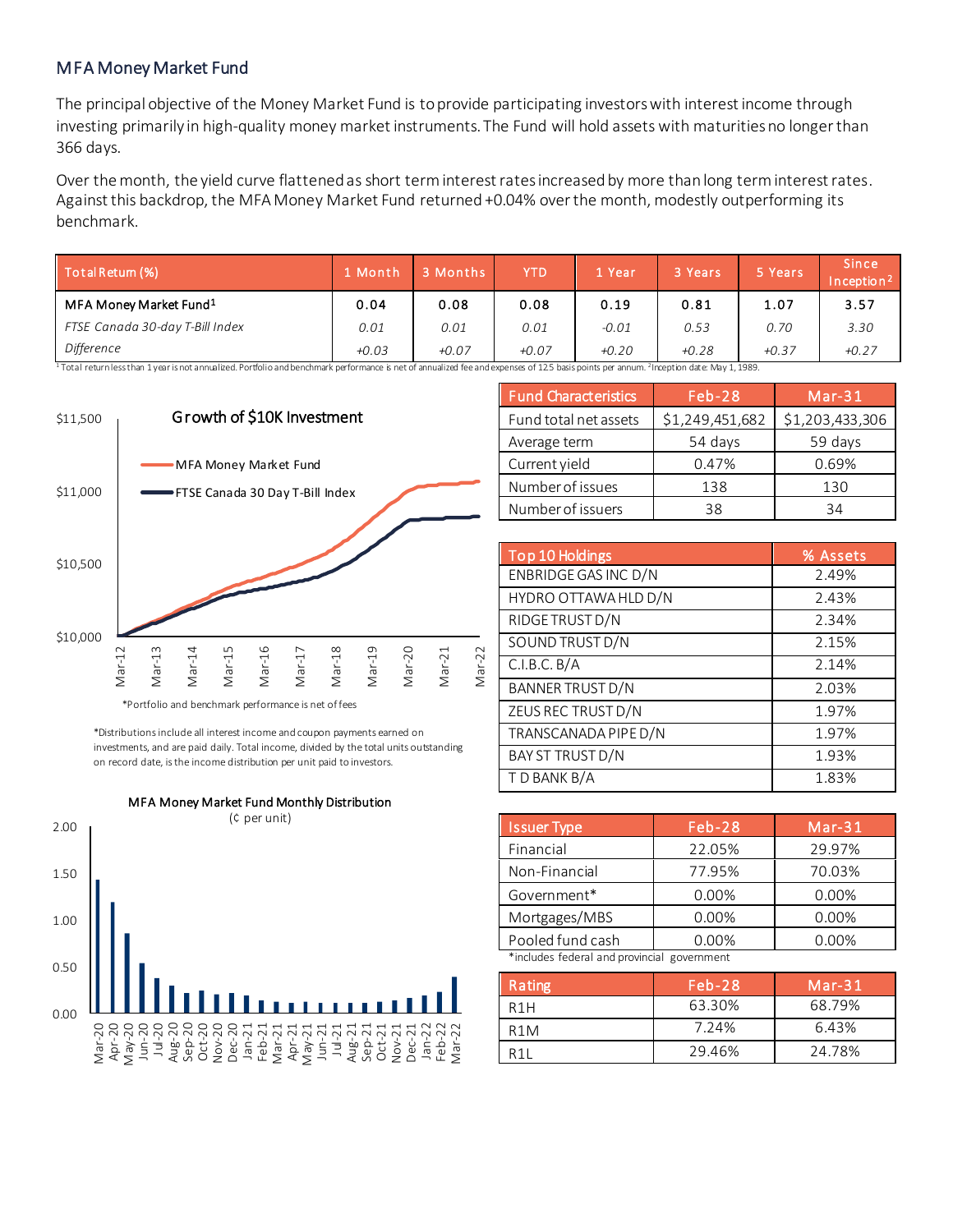## MFA Money Market Fund

The principal objective of the Money Market Fund is to provide participating investors with interest income through investing primarily in high-quality money market instruments. The Fund will hold assets with maturities no longer than 366 days.

Over the month, the yield curve flattened as short term interest rates increased by more than long term interest rates. Against this backdrop, the MFA Money Market Fund returned +0.04% over the month, modestly outperforming its benchmark.

| Total Return (%) | 1 Month | 3 Months | YTD | 1 Year | 3 Years | 5 Years | Since Inception[2] |
|---|---|---|---|---|---|---|---|
| MFA Money Market Fund[1] | 0.04 | 0.08 | 0.08 | 0.19 | 0.81 | 1.07 | 3.57 |
| *FTSE Canada 30-day T-Bill Index* | *0.01* | *0.01* | *0.01* | *-0.01* | *0.53* | *0.70* | *3.30* |
| *Difference* | *+0.03* | *+0.07* | *+0.07* | *+0.20* | *+0.28* | *+0.37* | *+0.27* |

[1] Total return less than 1 year is not annualized. Portfolio and benchmark performance is net of annualized fee and expenses of 12.5 basis points per annum. [2] Inception date: May 1, 1989.

**Growth of $10K Investment**

- MFA Money Market Fund
- FTSE Canada 30 Day T-Bill Index

*Portfolio and benchmark performance is net of fees

*Distributions include all interest income and coupon payments earned on investments, and are paid daily. Total income, divided by the total units outstanding on record date, is the income distribution per unit paid to investors.

**MFA Money Market Fund Monthly Distribution**
(¢ per unit)

| Fund Characteristics | Feb-28 | Mar-31 |
|---|---|---|
| Fund total net assets | $1,249,451,682 | $1,203,433,306 |
| Average term | 54 days | 59 days |
| Current yield | 0.47% | 0.69% |
| Number of issues | 138 | 130 |
| Number of issuers | 38 | 34 |

| Top 10 Holdings | % Assets |
|---|---|
| ENBRIDGE GAS INC D/N | 2.49% |
| HYDRO OTTAWA HLD D/N | 2.43% |
| RIDGE TRUST D/N | 2.34% |
| SOUND TRUST D/N | 2.15% |
| C.I.B.C. B/A | 2.14% |
| BANNER TRUST D/N | 2.03% |
| ZEUS REC TRUST D/N | 1.97% |
| TRANSCANADA PIPE D/N | 1.97% |
| BAY ST TRUST D/N | 1.93% |
| T D BANK B/A | 1.83% |

| Issuer Type | Feb-28 | Mar-31 |
|---|---|---|
| Financial | 22.05% | 29.97% |
| Non-Financial | 77.95% | 70.03% |
| Government* | 0.00% | 0.00% |
| Mortgages/MBS | 0.00% | 0.00% |
| Pooled fund cash | 0.00% | 0.00% |

*includes federal and provincial government

| Rating | Feb-28 | Mar-31 |
|---|---|---|
| R1H | 63.30% | 68.79% |
| R1M | 7.24% | 6.43% |
| R1L | 29.46% | 24.78% |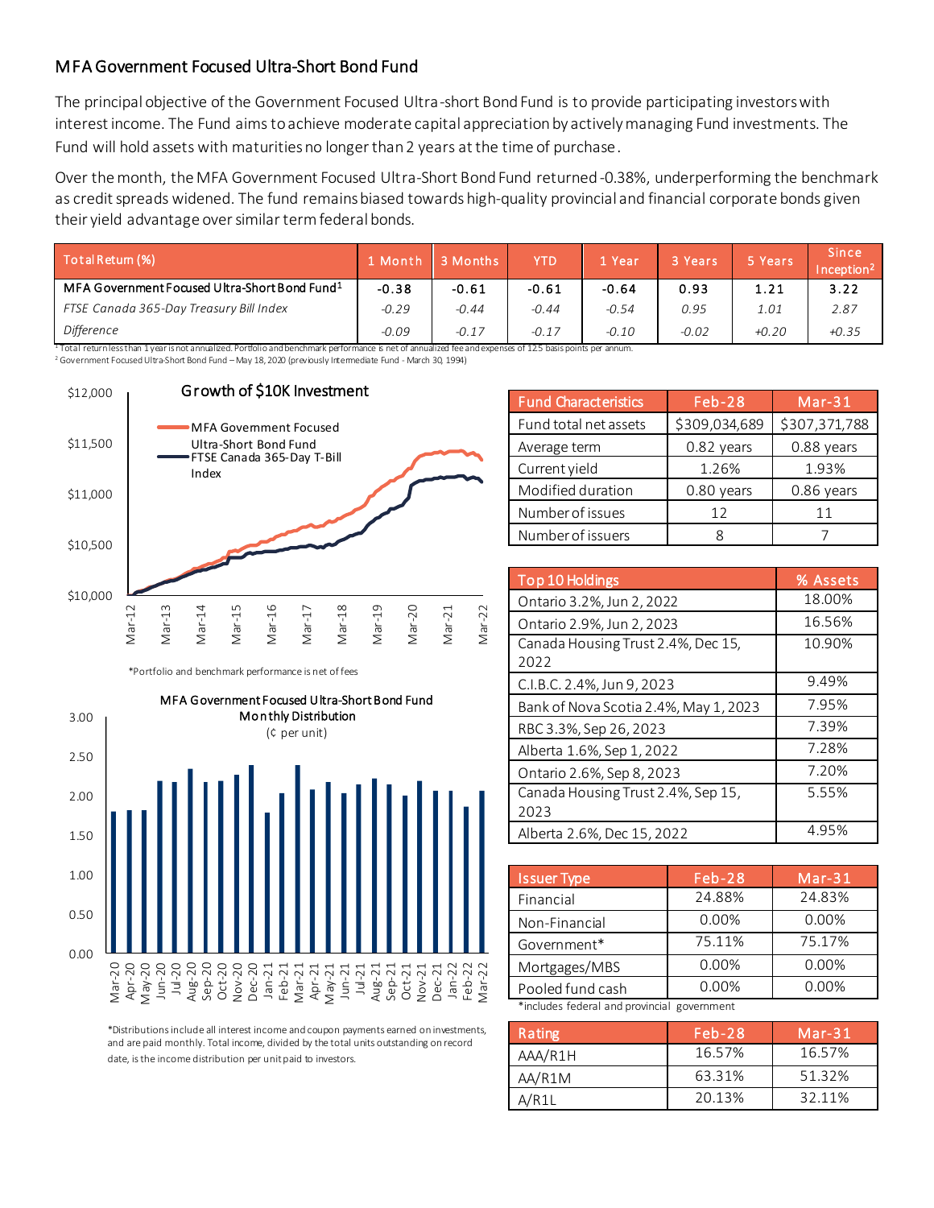## MFA Government Focused Ultra-Short Bond Fund

The principal objective of the Government Focused Ultra-short Bond Fund is to provide participating investors with interest income. The Fund aims to achieve moderate capital appreciation by actively managing Fund investments. The Fund will hold assets with maturities no longer than 2 years at the time of purchase.

Over the month, the MFA Government Focused Ultra-Short Bond Fund returned -0.38%, underperforming the benchmark as credit spreads widened. The fund remains biased towards high-quality provincial and financial corporate bonds given their yield advantage over similar term federal bonds.

| Total Return (%) | 1 Month | 3 Months | YTD | 1 Year | 3 Years | 5 Years | Since Inception[2] |
|---|---|---|---|---|---|---|---|
| MFA Government Focused Ultra-Short Bond Fund[1] | -0.38 | -0.61 | -0.61 | -0.64 | 0.93 | 1.21 | 3.22 |
| *FTSE Canada 365-Day Treasury Bill Index* | *-0.29* | *-0.44* | *-0.44* | *-0.54* | *0.95* | *1.01* | *2.87* |
| *Difference* | *-0.09* | *-0.17* | *-0.17* | *-0.10* | *-0.02* | *+0.20* | *+0.35* |

[1] Total return less than 1 year is not annualized. Portfolio and benchmark performance is net of annualized fee and expenses of 12.5 basis points per annum.
[2] Government Focused Ultra-Short Bond Fund – May 18, 2020 (previously Intermediate Fund - March 30, 1994)

**Growth of $10K Investment**

MFA Government Focused Ultra-Short Bond Fund; FTSE Canada 365-Day T-Bill Index

*Portfolio and benchmark performance is net of fees

**MFA Government Focused Ultra-Short Bond Fund Monthly Distribution** (¢ per unit)

*Distributions include all interest income and coupon payments earned on investments, and are paid monthly. Total income, divided by the total units outstanding on record date, is the income distribution per unit paid to investors.

| Fund Characteristics | Feb-28 | Mar-31 |
|---|---|---|
| Fund total net assets | $309,034,689 | $307,371,788 |
| Average term | 0.82 years | 0.88 years |
| Current yield | 1.26% | 1.93% |
| Modified duration | 0.80 years | 0.86 years |
| Number of issues | 12 | 11 |
| Number of issuers | 8 | 7 |

| Top 10 Holdings | % Assets |
|---|---|
| Ontario 3.2%, Jun 2, 2022 | 18.00% |
| Ontario 2.9%, Jun 2, 2023 | 16.56% |
| Canada Housing Trust 2.4%, Dec 15, 2022 | 10.90% |
| C.I.B.C. 2.4%, Jun 9, 2023 | 9.49% |
| Bank of Nova Scotia 2.4%, May 1, 2023 | 7.95% |
| RBC 3.3%, Sep 26, 2023 | 7.39% |
| Alberta 1.6%, Sep 1, 2022 | 7.28% |
| Ontario 2.6%, Sep 8, 2023 | 7.20% |
| Canada Housing Trust 2.4%, Sep 15, 2023 | 5.55% |
| Alberta 2.6%, Dec 15, 2022 | 4.95% |

| Issuer Type | Feb-28 | Mar-31 |
|---|---|---|
| Financial | 24.88% | 24.83% |
| Non-Financial | 0.00% | 0.00% |
| Government* | 75.11% | 75.17% |
| Mortgages/MBS | 0.00% | 0.00% |
| Pooled fund cash | 0.00% | 0.00% |

*includes federal and provincial government

| Rating | Feb-28 | Mar-31 |
|---|---|---|
| AAA/R1H | 16.57% | 16.57% |
| AA/R1M | 63.31% | 51.32% |
| A/R1L | 20.13% | 32.11% |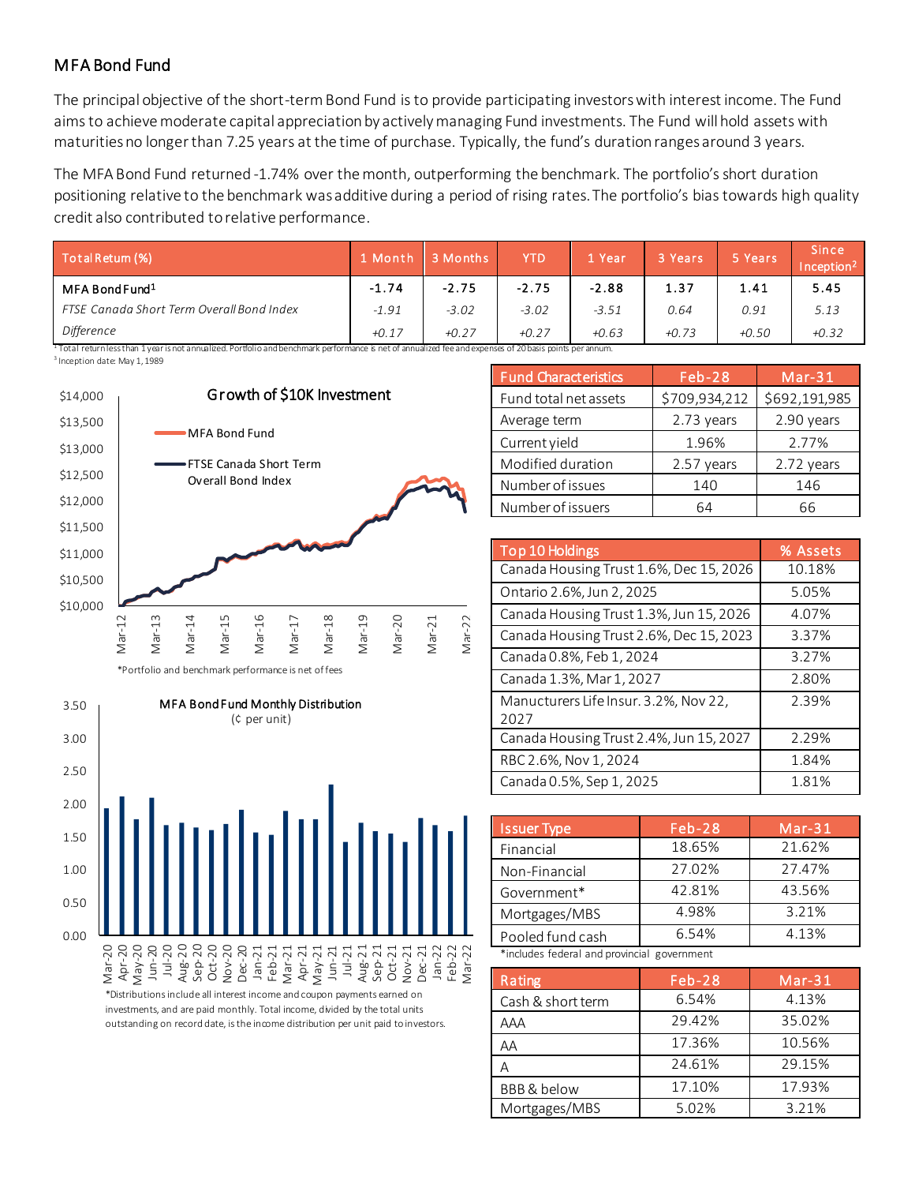## MFA Bond Fund

The principal objective of the short-term Bond Fund is to provide participating investors with interest income. The Fund aims to achieve moderate capital appreciation by actively managing Fund investments. The Fund will hold assets with maturities no longer than 7.25 years at the time of purchase. Typically, the fund's duration ranges around 3 years.

The MFA Bond Fund returned -1.74% over the month, outperforming the benchmark. The portfolio's short duration positioning relative to the benchmark was additive during a period of rising rates. The portfolio's bias towards high quality credit also contributed to relative performance.

| Total Return (%) | 1 Month | 3 Months | YTD | 1 Year | 3 Years | 5 Years | Since Inception[2] |
|---|---|---|---|---|---|---|---|
| MFA Bond Fund[1] | -1.74 | -2.75 | -2.75 | -2.88 | 1.37 | 1.41 | 5.45 |
| *FTSE Canada Short Term Overall Bond Index* | *-1.91* | *-3.02* | *-3.02* | *-3.51* | *0.64* | *0.91* | *5.13* |
| *Difference* | *+0.17* | *+0.27* | *+0.27* | *+0.63* | *+0.73* | *+0.50* | *+0.32* |

[1] Total return less than 1 year is not annualized. Portfolio and benchmark performance is net of annualized fee and expenses of 20 basis points per annum.
[2] Inception date: May 1, 1989

**Growth of $10K Investment**

*Portfolio and benchmark performance is net of fees

**MFA Bond Fund Monthly Distribution** (¢ per unit)

*Distributions include all interest income and coupon payments earned on investments, and are paid monthly. Total income, divided by the total units outstanding on record date, is the income distribution per unit paid to investors.

| Fund Characteristics | Feb-28 | Mar-31 |
|---|---|---|
| Fund total net assets | $709,934,212 | $692,191,985 |
| Average term | 2.73 years | 2.90 years |
| Current yield | 1.96% | 2.77% |
| Modified duration | 2.57 years | 2.72 years |
| Number of issues | 140 | 146 |
| Number of issuers | 64 | 66 |

| Top 10 Holdings | % Assets |
|---|---|
| Canada Housing Trust 1.6%, Dec 15, 2026 | 10.18% |
| Ontario 2.6%, Jun 2, 2025 | 5.05% |
| Canada Housing Trust 1.3%, Jun 15, 2026 | 4.07% |
| Canada Housing Trust 2.6%, Dec 15, 2023 | 3.37% |
| Canada 0.8%, Feb 1, 2024 | 3.27% |
| Canada 1.3%, Mar 1, 2027 | 2.80% |
| Manucturers Life Insur. 3.2%, Nov 22, 2027 | 2.39% |
| Canada Housing Trust 2.4%, Jun 15, 2027 | 2.29% |
| RBC 2.6%, Nov 1, 2024 | 1.84% |
| Canada 0.5%, Sep 1, 2025 | 1.81% |

| Issuer Type | Feb-28 | Mar-31 |
|---|---|---|
| Financial | 18.65% | 21.62% |
| Non-Financial | 27.02% | 27.47% |
| Government* | 42.81% | 43.56% |
| Mortgages/MBS | 4.98% | 3.21% |
| Pooled fund cash | 6.54% | 4.13% |

*includes federal and provincial government

| Rating | Feb-28 | Mar-31 |
|---|---|---|
| Cash & short term | 6.54% | 4.13% |
| AAA | 29.42% | 35.02% |
| AA | 17.36% | 10.56% |
| A | 24.61% | 29.15% |
| BBB & below | 17.10% | 17.93% |
| Mortgages/MBS | 5.02% | 3.21% |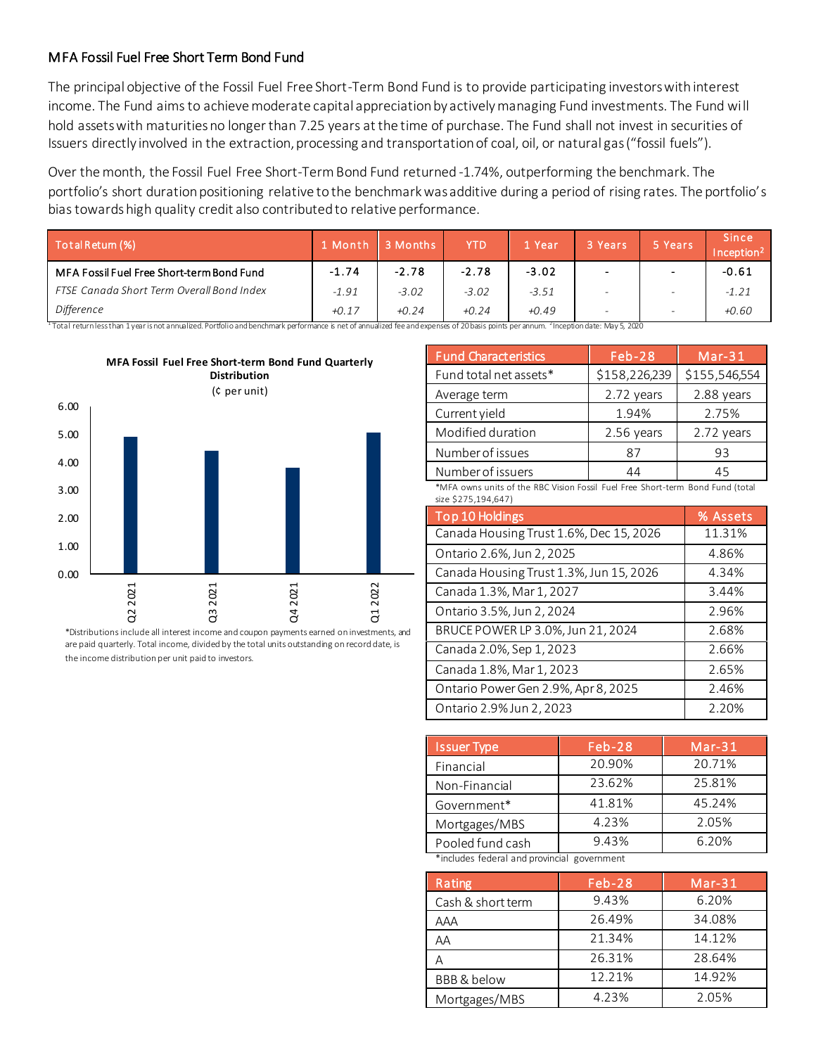## MFA Fossil Fuel Free Short Term Bond Fund

The principal objective of the Fossil Fuel Free Short-Term Bond Fund is to provide participating investors with interest income. The Fund aims to achieve moderate capital appreciation by actively managing Fund investments. The Fund will hold assets with maturities no longer than 7.25 years at the time of purchase. The Fund shall not invest in securities of Issuers directly involved in the extraction, processing and transportation of coal, oil, or natural gas ("fossil fuels").

Over the month, the Fossil Fuel Free Short-Term Bond Fund returned -1.74%, outperforming the benchmark. The portfolio's short duration positioning relative to the benchmark was additive during a period of rising rates. The portfolio's bias towards high quality credit also contributed to relative performance.

| Total Return (%) | 1 Month | 3 Months | YTD | 1 Year | 3 Years | 5 Years | Since Inception[2] |
|---|---|---|---|---|---|---|---|
| MFA Fossil Fuel Free Short-term Bond Fund | -1.74 | -2.78 | -2.78 | -3.02 | - | - | -0.61 |
| *FTSE Canada Short Term Overall Bond Index* | *-1.91* | *-3.02* | *-3.02* | *-3.51* | - | - | *-1.21* |
| *Difference* | *+0.17* | *+0.24* | *+0.24* | *+0.49* | - | - | *+0.60* |

[1] Total return less than 1 year is not annualized. Portfolio and benchmark performance is net of annualized fee and expenses of 20 basis points per annum. [2] Inception date: May 5, 2020

**MFA Fossil Fuel Free Short-term Bond Fund Quarterly Distribution**
(¢ per unit)

| Quarter | Distribution (¢ per unit, approx.) |
|---|---|
| Q2 2021 | 4.9 |
| Q3 2021 | 4.4 |
| Q4 2021 | 3.8 |
| Q1 2022 | 5.05 |

*Distributions include all interest income and coupon payments earned on investments, and are paid quarterly. Total income, divided by the total units outstanding on record date, is the income distribution per unit paid to investors.

| Fund Characteristics | Feb-28 | Mar-31 |
|---|---|---|
| Fund total net assets* | $158,226,239 | $155,546,554 |
| Average term | 2.72 years | 2.88 years |
| Current yield | 1.94% | 2.75% |
| Modified duration | 2.56 years | 2.72 years |
| Number of issues | 87 | 93 |
| Number of issuers | 44 | 45 |

*MFA owns units of the RBC Vision Fossil Fuel Free Short-term Bond Fund (total size $275,194,647)

| Top 10 Holdings | % Assets |
|---|---|
| Canada Housing Trust 1.6%, Dec 15, 2026 | 11.31% |
| Ontario 2.6%, Jun 2, 2025 | 4.86% |
| Canada Housing Trust 1.3%, Jun 15, 2026 | 4.34% |
| Canada 1.3%, Mar 1, 2027 | 3.44% |
| Ontario 3.5%, Jun 2, 2024 | 2.96% |
| BRUCE POWER LP 3.0%, Jun 21, 2024 | 2.68% |
| Canada 2.0%, Sep 1, 2023 | 2.66% |
| Canada 1.8%, Mar 1, 2023 | 2.65% |
| Ontario Power Gen 2.9%, Apr 8, 2025 | 2.46% |
| Ontario 2.9% Jun 2, 2023 | 2.20% |

| Issuer Type | Feb-28 | Mar-31 |
|---|---|---|
| Financial | 20.90% | 20.71% |
| Non-Financial | 23.62% | 25.81% |
| Government* | 41.81% | 45.24% |
| Mortgages/MBS | 4.23% | 2.05% |
| Pooled fund cash | 9.43% | 6.20% |

*includes federal and provincial government

| Rating | Feb-28 | Mar-31 |
|---|---|---|
| Cash & short term | 9.43% | 6.20% |
| AAA | 26.49% | 34.08% |
| AA | 21.34% | 14.12% |
| A | 26.31% | 28.64% |
| BBB & below | 12.21% | 14.92% |
| Mortgages/MBS | 4.23% | 2.05% |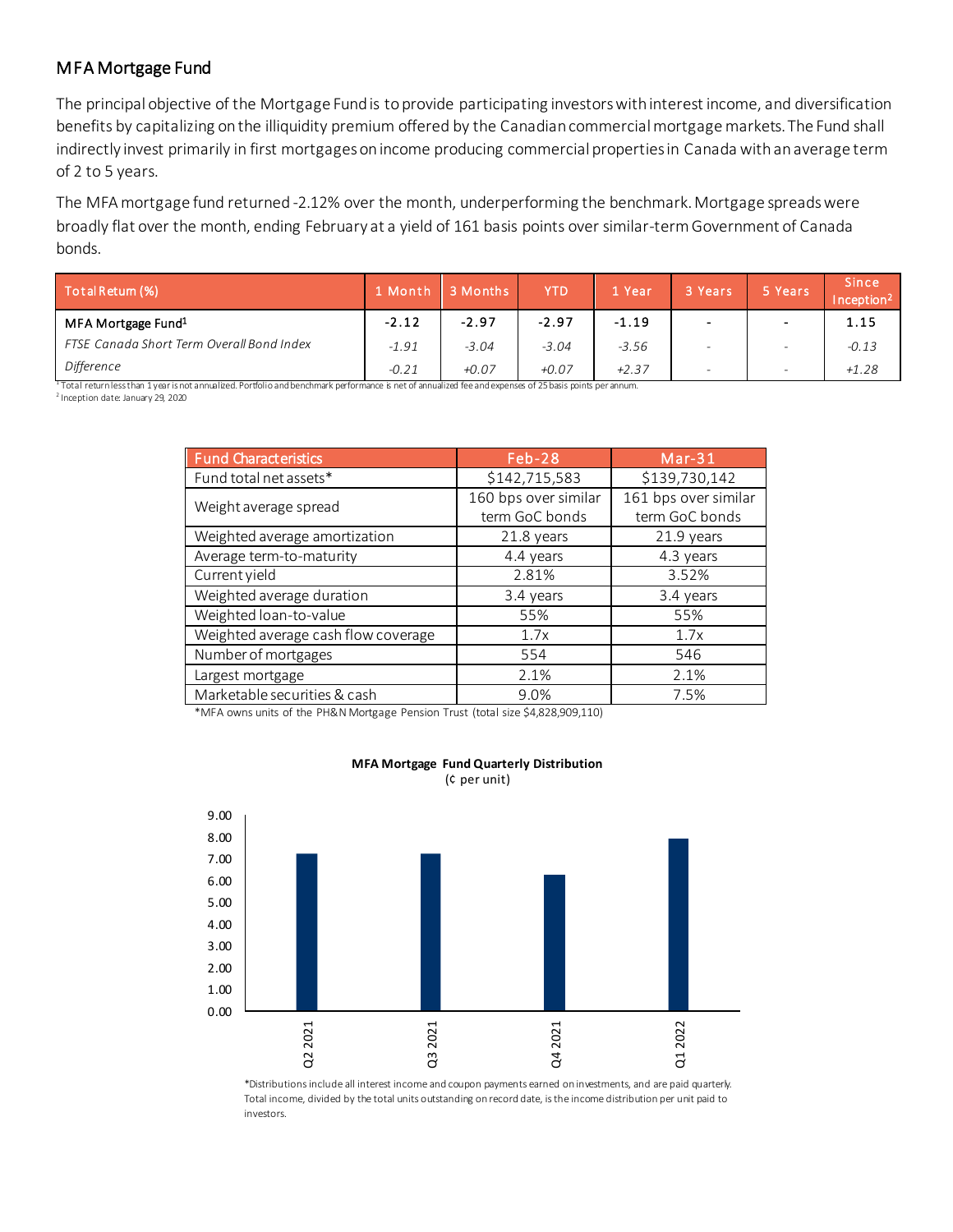## MFA Mortgage Fund

The principal objective of the Mortgage Fund is to provide participating investors with interest income, and diversification benefits by capitalizing on the illiquidity premium offered by the Canadian commercial mortgage markets. The Fund shall indirectly invest primarily in first mortgages on income producing commercial properties in Canada with an average term of 2 to 5 years.

The MFA mortgage fund returned -2.12% over the month, underperforming the benchmark. Mortgage spreads were broadly flat over the month, ending February at a yield of 161 basis points over similar-term Government of Canada bonds.

| Total Return (%) | 1 Month | 3 Months | YTD | 1 Year | 3 Years | 5 Years | Since Inception[2] |
|---|---|---|---|---|---|---|---|
| MFA Mortgage Fund[1] | -2.12 | -2.97 | -2.97 | -1.19 | - | - | 1.15 |
| *FTSE Canada Short Term Overall Bond Index* | *-1.91* | *-3.04* | *-3.04* | *-3.56* | - | - | *-0.13* |
| *Difference* | *-0.21* | *+0.07* | *+0.07* | *+2.37* | - | - | *+1.28* |

[1] Total return less than 1 year is not annualized. Portfolio and benchmark performance is net of annualized fee and expenses of 25 basis points per annum.
[2] Inception date: January 29, 2020

| Fund Characteristics | Feb-28 | Mar-31 |
|---|---|---|
| Fund total net assets* | $142,715,583 | $139,730,142 |
| Weight average spread | 160 bps over similar term GoC bonds | 161 bps over similar term GoC bonds |
| Weighted average amortization | 21.8 years | 21.9 years |
| Average term-to-maturity | 4.4 years | 4.3 years |
| Current yield | 2.81% | 3.52% |
| Weighted average duration | 3.4 years | 3.4 years |
| Weighted loan-to-value | 55% | 55% |
| Weighted average cash flow coverage | 1.7x | 1.7x |
| Number of mortgages | 554 | 546 |
| Largest mortgage | 2.1% | 2.1% |
| Marketable securities & cash | 9.0% | 7.5% |

*MFA owns units of the PH&N Mortgage Pension Trust (total size $4,828,909,110)

**MFA Mortgage Fund Quarterly Distribution**
(¢ per unit)

| Quarter | ¢ per unit (approx.) |
|---|---|
| Q2 2021 | 7.2 |
| Q3 2021 | 7.2 |
| Q4 2021 | 6.3 |
| Q1 2022 | 7.9 |

*Distributions include all interest income and coupon payments earned on investments, and are paid quarterly. Total income, divided by the total units outstanding on record date, is the income distribution per unit paid to investors.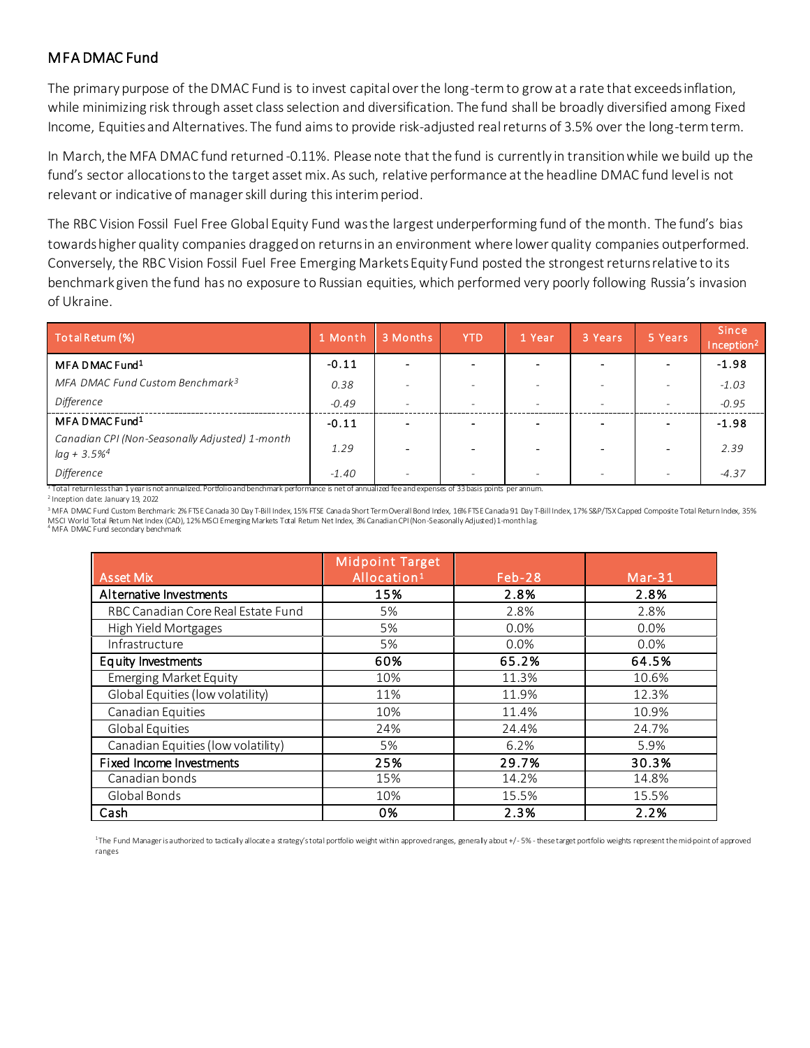## MFA DMAC Fund

The primary purpose of the DMAC Fund is to invest capital over the long-term to grow at a rate that exceeds inflation, while minimizing risk through asset class selection and diversification. The fund shall be broadly diversified among Fixed Income, Equities and Alternatives. The fund aims to provide risk-adjusted real returns of 3.5% over the long-term term.

In March, the MFA DMAC fund returned -0.11%. Please note that the fund is currently in transition while we build up the fund's sector allocations to the target asset mix. As such, relative performance at the headline DMAC fund level is not relevant or indicative of manager skill during this interim period.

The RBC Vision Fossil Fuel Free Global Equity Fund was the largest underperforming fund of the month. The fund's bias towards higher quality companies dragged on returns in an environment where lower quality companies outperformed. Conversely, the RBC Vision Fossil Fuel Free Emerging Markets Equity Fund posted the strongest returns relative to its benchmark given the fund has no exposure to Russian equities, which performed very poorly following Russia's invasion of Ukraine.

| Total Return (%) | 1 Month | 3 Months | YTD | 1 Year | 3 Years | 5 Years | Since Inception[2] |
|---|---|---|---|---|---|---|---|
| **MFA DMAC Fund[1]** | **-0.11** | **-** | **-** | **-** | **-** | **-** | **-1.98** |
| *MFA DMAC Fund Custom Benchmark[3]* | *0.38* | - | - | - | - | - | *-1.03* |
| *Difference* | *-0.49* | - | - | - | - | - | *-0.95* |
| **MFA DMAC Fund[1]** | **-0.11** | **-** | **-** | **-** | **-** | **-** | **-1.98** |
| *Canadian CPI (Non-Seasonally Adjusted) 1-month lag + 3.5%[4]* | *1.29* | - | - | - | - | - | *2.39* |
| *Difference* | *-1.40* | - | - | - | - | - | *-4.37* |

[1] Total return less than 1 year is not annualized. Portfolio and benchmark performance is net of annualized fee and expenses of 33 basis points per annum.
[2] Inception date: January 19, 2022
[3] MFA DMAC Fund Custom Benchmark: 2% FTSE Canada 30 Day T-Bill Index, 15% FTSE Canada Short Term Overall Bond Index, 16% FTSE Canada 91 Day T-Bill Index, 17% S&P/TSX Capped Composite Total Return Index, 35% MSCI World Total Return Net Index (CAD), 12% MSCI Emerging Markets Total Return Net Index, 3% Canadian CPI (Non-Seasonally Adjusted) 1-month lag.
[4] MFA DMAC Fund secondary benchmark

| Asset Mix | Midpoint Target Allocation[1] | Feb-28 | Mar-31 |
|---|---|---|---|
| **Alternative Investments** | **15%** | **2.8%** | **2.8%** |
| RBC Canadian Core Real Estate Fund | 5% | 2.8% | 2.8% |
| High Yield Mortgages | 5% | 0.0% | 0.0% |
| Infrastructure | 5% | 0.0% | 0.0% |
| **Equity Investments** | **60%** | **65.2%** | **64.5%** |
| Emerging Market Equity | 10% | 11.3% | 10.6% |
| Global Equities (low volatility) | 11% | 11.9% | 12.3% |
| Canadian Equities | 10% | 11.4% | 10.9% |
| Global Equities | 24% | 24.4% | 24.7% |
| Canadian Equities (low volatility) | 5% | 6.2% | 5.9% |
| **Fixed Income Investments** | **25%** | **29.7%** | **30.3%** |
| Canadian bonds | 15% | 14.2% | 14.8% |
| Global Bonds | 10% | 15.5% | 15.5% |
| **Cash** | **0%** | **2.3%** | **2.2%** |

[1] The Fund Manager is authorized to tactically allocate a strategy's total portfolio weight within approved ranges, generally about +/- 5% - these target portfolio weights represent the mid-point of approved ranges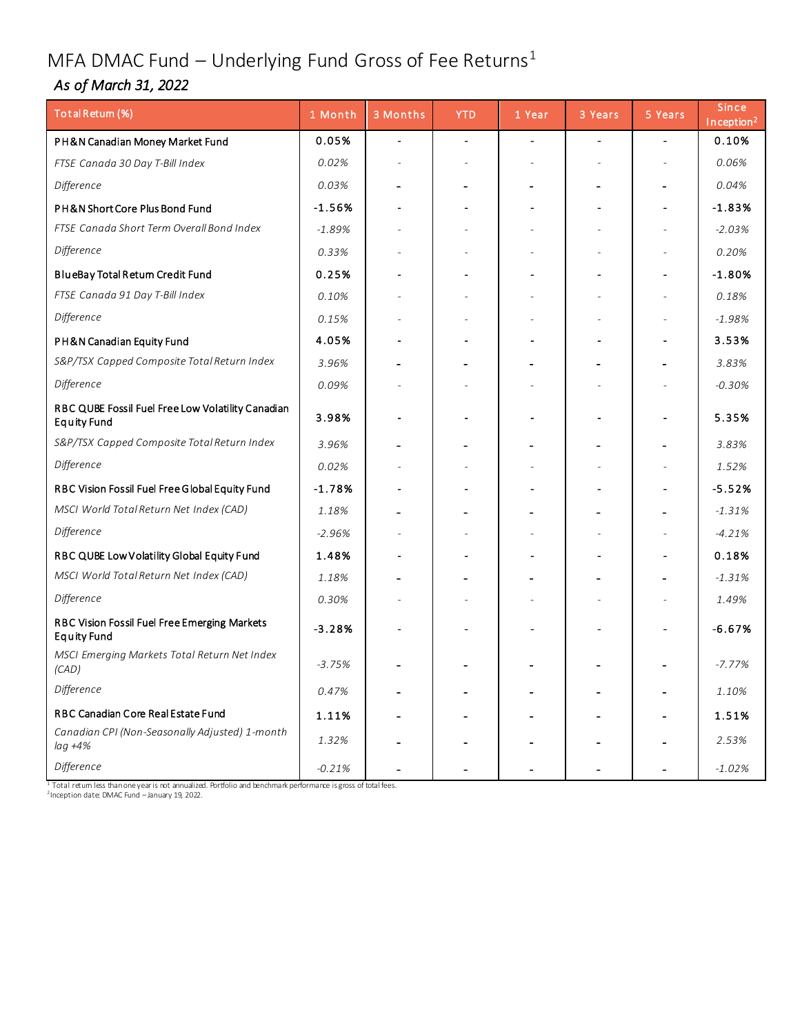# MFA DMAC Fund – Underlying Fund Gross of Fee Returns[1]

## *As of March 31, 2022*

| Total Return (%) | 1 Month | 3 Months | YTD | 1 Year | 3 Years | 5 Years | Since Inception[2] |
|---|---|---|---|---|---|---|---|
| **PH&N Canadian Money Market Fund** | **0.05%** | - | - | - | - | - | **0.10%** |
| *FTSE Canada 30 Day T-Bill Index* | *0.02%* | - | - | - | - | - | *0.06%* |
| *Difference* | *0.03%* | - | - | - | - | - | *0.04%* |
| **PH&N Short Core Plus Bond Fund** | **-1.56%** | - | - | - | - | - | **-1.83%** |
| *FTSE Canada Short Term Overall Bond Index* | *-1.89%* | - | - | - | - | - | *-2.03%* |
| *Difference* | *0.33%* | - | - | - | - | - | *0.20%* |
| **BlueBay Total Return Credit Fund** | **0.25%** | - | - | - | - | - | **-1.80%** |
| *FTSE Canada 91 Day T-Bill Index* | *0.10%* | - | - | - | - | - | *0.18%* |
| *Difference* | *0.15%* | - | - | - | - | - | *-1.98%* |
| **PH&N Canadian Equity Fund** | **4.05%** | - | - | - | - | - | **3.53%** |
| *S&P/TSX Capped Composite Total Return Index* | *3.96%* | - | - | - | - | - | *3.83%* |
| *Difference* | *0.09%* | - | - | - | - | - | *-0.30%* |
| **RBC QUBE Fossil Fuel Free Low Volatility Canadian Equity Fund** | **3.98%** | - | - | - | - | - | **5.35%** |
| *S&P/TSX Capped Composite Total Return Index* | *3.96%* | - | - | - | - | - | *3.83%* |
| *Difference* | *0.02%* | - | - | - | - | - | *1.52%* |
| **RBC Vision Fossil Fuel Free Global Equity Fund** | **-1.78%** | - | - | - | - | - | **-5.52%** |
| *MSCI World Total Return Net Index (CAD)* | *1.18%* | - | - | - | - | - | *-1.31%* |
| *Difference* | *-2.96%* | - | - | - | - | - | *-4.21%* |
| **RBC QUBE Low Volatility Global Equity Fund** | **1.48%** | - | - | - | - | - | **0.18%** |
| *MSCI World Total Return Net Index (CAD)* | *1.18%* | - | - | - | - | - | *-1.31%* |
| *Difference* | *0.30%* | - | - | - | - | - | *1.49%* |
| **RBC Vision Fossil Fuel Free Emerging Markets Equity Fund** | **-3.28%** | - | - | - | - | - | **-6.67%** |
| *MSCI Emerging Markets Total Return Net Index (CAD)* | *-3.75%* | - | - | - | - | - | *-7.77%* |
| *Difference* | *0.47%* | - | - | - | - | - | *1.10%* |
| **RBC Canadian Core Real Estate Fund** | **1.11%** | - | - | - | - | - | **1.51%** |
| *Canadian CPI (Non-Seasonally Adjusted) 1-month lag +4%* | *1.32%* | - | - | - | - | - | *2.53%* |
| *Difference* | *-0.21%* | - | - | - | - | - | *-1.02%* |

[1] Total return less than one year is not annualized. Portfolio and benchmark performance is gross of total fees.
[2] Inception date: DMAC Fund – January 19, 2022.